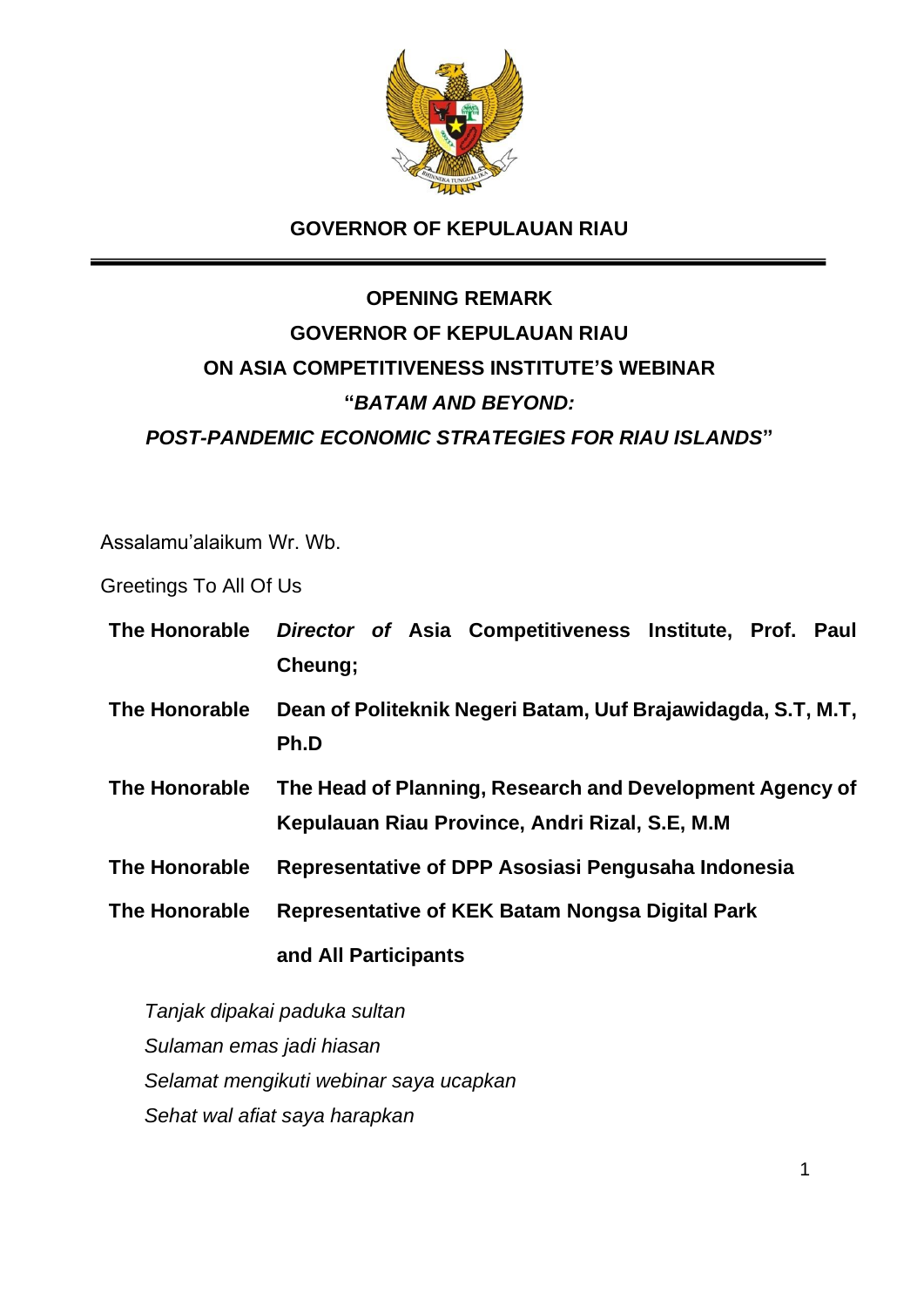**GOVERNOR OF KEPULAUAN RIAU**

---

# OPENING REMARK
## GOVERNOR OF KEPULAUAN RIAU
## ON ASIA COMPETITIVENESS INSTITUTE'S WEBINAR
## "*BATAM AND BEYOND:*
## *POST-PANDEMIC ECONOMIC STRATEGIES FOR RIAU ISLANDS*"

Assalamu'alaikum Wr. Wb.

Greetings To All Of Us

| | |
|---|---|
| **The Honorable** | ***Director of* Asia Competitiveness Institute, Prof. Paul Cheung;** |
| **The Honorable** | **Dean of Politeknik Negeri Batam, Uuf Brajawidagda, S.T, M.T, Ph.D** |
| **The Honorable** | **The Head of Planning, Research and Development Agency of Kepulauan Riau Province, Andri Rizal, S.E, M.M** |
| **The Honorable** | **Representative of DPP Asosiasi Pengusaha Indonesia** |
| **The Honorable** | **Representative of KEK Batam Nongsa Digital Park** |
| | **and All Participants** |

*Tanjak dipakai paduka sultan*
*Sulaman emas jadi hiasan*
*Selamat mengikuti webinar saya ucapkan*
*Sehat wal afiat saya harapkan*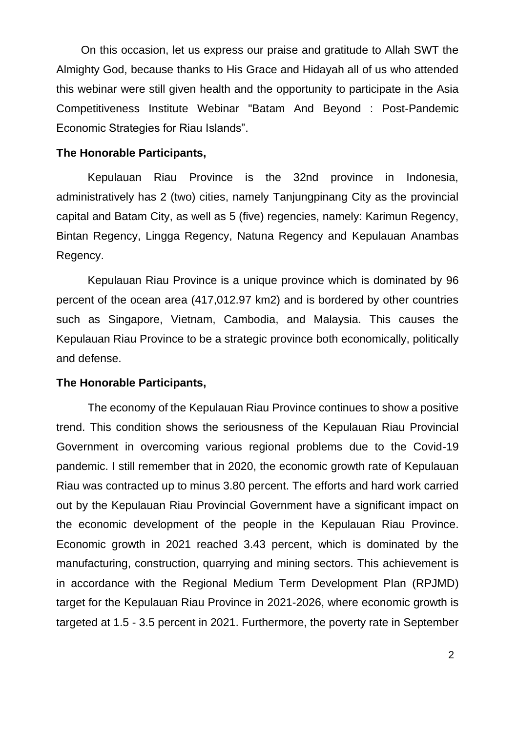On this occasion, let us express our praise and gratitude to Allah SWT the Almighty God, because thanks to His Grace and Hidayah all of us who attended this webinar were still given health and the opportunity to participate in the Asia Competitiveness Institute Webinar "Batam And Beyond : Post-Pandemic Economic Strategies for Riau Islands".

**The Honorable Participants,**

Kepulauan Riau Province is the 32nd province in Indonesia, administratively has 2 (two) cities, namely Tanjungpinang City as the provincial capital and Batam City, as well as 5 (five) regencies, namely: Karimun Regency, Bintan Regency, Lingga Regency, Natuna Regency and Kepulauan Anambas Regency.

Kepulauan Riau Province is a unique province which is dominated by 96 percent of the ocean area (417,012.97 km2) and is bordered by other countries such as Singapore, Vietnam, Cambodia, and Malaysia. This causes the Kepulauan Riau Province to be a strategic province both economically, politically and defense.

**The Honorable Participants,**

The economy of the Kepulauan Riau Province continues to show a positive trend. This condition shows the seriousness of the Kepulauan Riau Provincial Government in overcoming various regional problems due to the Covid-19 pandemic. I still remember that in 2020, the economic growth rate of Kepulauan Riau was contracted up to minus 3.80 percent. The efforts and hard work carried out by the Kepulauan Riau Provincial Government have a significant impact on the economic development of the people in the Kepulauan Riau Province. Economic growth in 2021 reached 3.43 percent, which is dominated by the manufacturing, construction, quarrying and mining sectors. This achievement is in accordance with the Regional Medium Term Development Plan (RPJMD) target for the Kepulauan Riau Province in 2021-2026, where economic growth is targeted at 1.5 - 3.5 percent in 2021. Furthermore, the poverty rate in September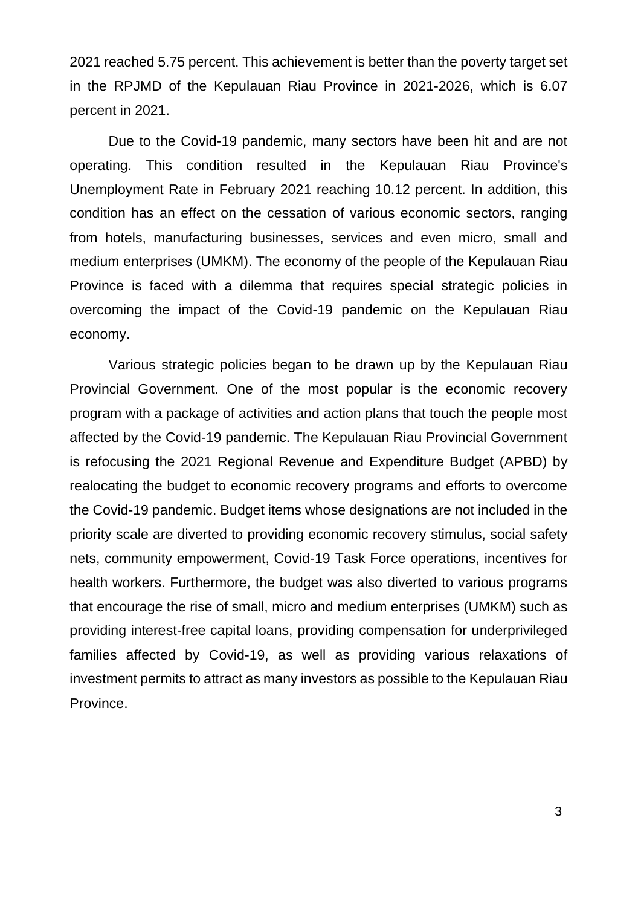2021 reached 5.75 percent. This achievement is better than the poverty target set in the RPJMD of the Kepulauan Riau Province in 2021-2026, which is 6.07 percent in 2021.

Due to the Covid-19 pandemic, many sectors have been hit and are not operating. This condition resulted in the Kepulauan Riau Province's Unemployment Rate in February 2021 reaching 10.12 percent. In addition, this condition has an effect on the cessation of various economic sectors, ranging from hotels, manufacturing businesses, services and even micro, small and medium enterprises (UMKM). The economy of the people of the Kepulauan Riau Province is faced with a dilemma that requires special strategic policies in overcoming the impact of the Covid-19 pandemic on the Kepulauan Riau economy.

Various strategic policies began to be drawn up by the Kepulauan Riau Provincial Government. One of the most popular is the economic recovery program with a package of activities and action plans that touch the people most affected by the Covid-19 pandemic. The Kepulauan Riau Provincial Government is refocusing the 2021 Regional Revenue and Expenditure Budget (APBD) by realocating the budget to economic recovery programs and efforts to overcome the Covid-19 pandemic. Budget items whose designations are not included in the priority scale are diverted to providing economic recovery stimulus, social safety nets, community empowerment, Covid-19 Task Force operations, incentives for health workers. Furthermore, the budget was also diverted to various programs that encourage the rise of small, micro and medium enterprises (UMKM) such as providing interest-free capital loans, providing compensation for underprivileged families affected by Covid-19, as well as providing various relaxations of investment permits to attract as many investors as possible to the Kepulauan Riau Province.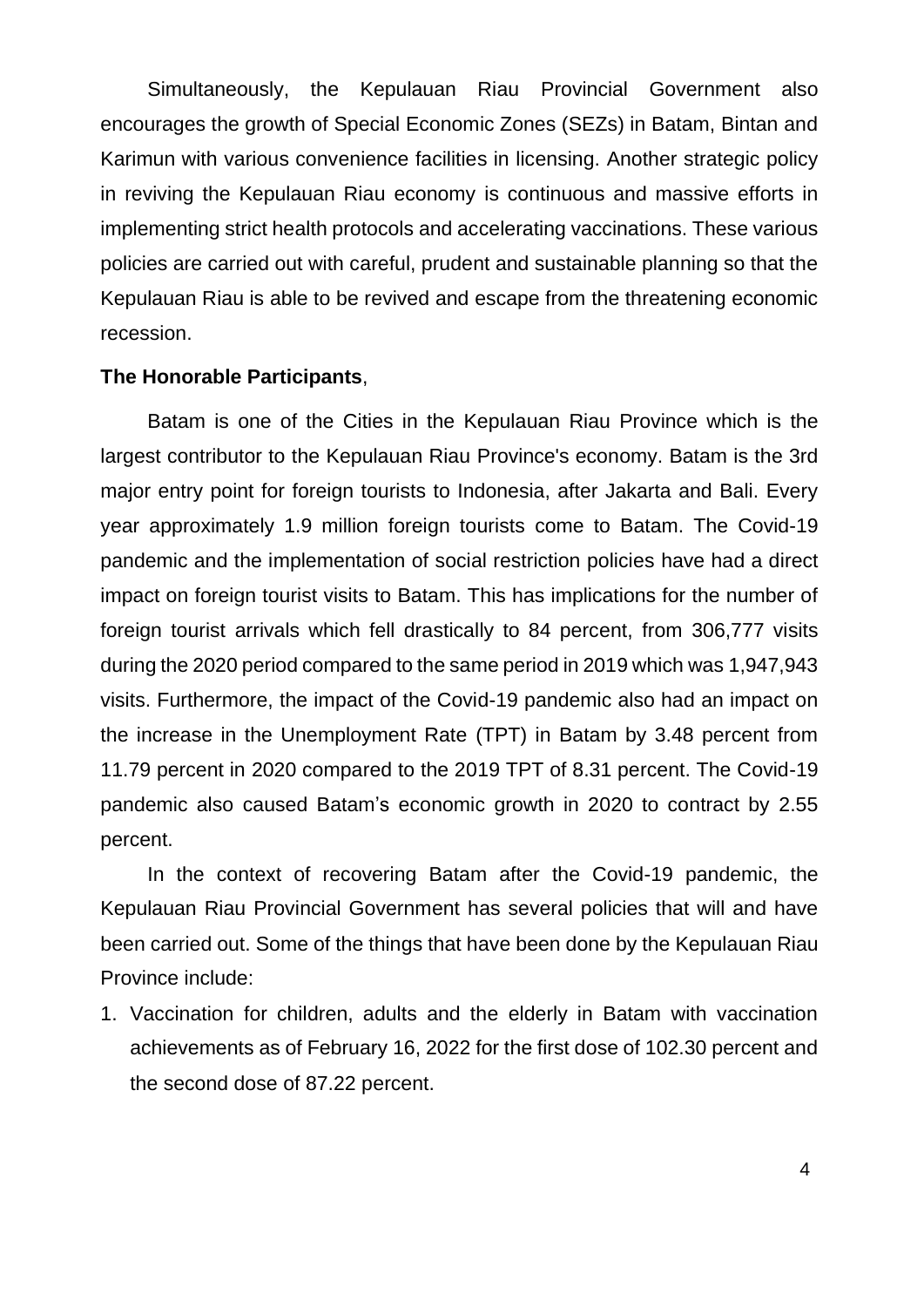Simultaneously, the Kepulauan Riau Provincial Government also encourages the growth of Special Economic Zones (SEZs) in Batam, Bintan and Karimun with various convenience facilities in licensing. Another strategic policy in reviving the Kepulauan Riau economy is continuous and massive efforts in implementing strict health protocols and accelerating vaccinations. These various policies are carried out with careful, prudent and sustainable planning so that the Kepulauan Riau is able to be revived and escape from the threatening economic recession.

**The Honorable Participants**,

Batam is one of the Cities in the Kepulauan Riau Province which is the largest contributor to the Kepulauan Riau Province's economy. Batam is the 3rd major entry point for foreign tourists to Indonesia, after Jakarta and Bali. Every year approximately 1.9 million foreign tourists come to Batam. The Covid-19 pandemic and the implementation of social restriction policies have had a direct impact on foreign tourist visits to Batam. This has implications for the number of foreign tourist arrivals which fell drastically to 84 percent, from 306,777 visits during the 2020 period compared to the same period in 2019 which was 1,947,943 visits. Furthermore, the impact of the Covid-19 pandemic also had an impact on the increase in the Unemployment Rate (TPT) in Batam by 3.48 percent from 11.79 percent in 2020 compared to the 2019 TPT of 8.31 percent. The Covid-19 pandemic also caused Batam's economic growth in 2020 to contract by 2.55 percent.

In the context of recovering Batam after the Covid-19 pandemic, the Kepulauan Riau Provincial Government has several policies that will and have been carried out. Some of the things that have been done by the Kepulauan Riau Province include:

1. Vaccination for children, adults and the elderly in Batam with vaccination achievements as of February 16, 2022 for the first dose of 102.30 percent and the second dose of 87.22 percent.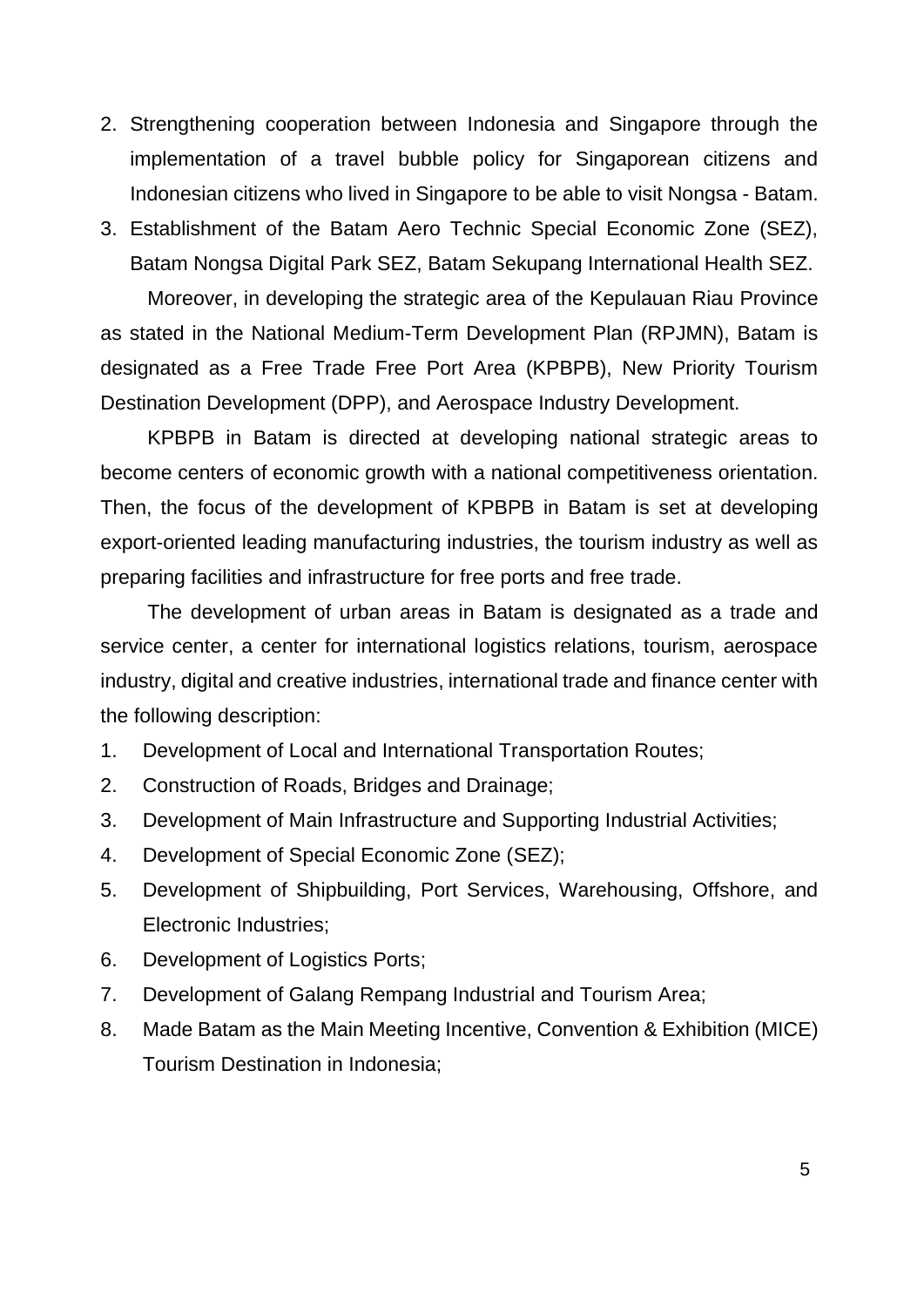2. Strengthening cooperation between Indonesia and Singapore through the implementation of a travel bubble policy for Singaporean citizens and Indonesian citizens who lived in Singapore to be able to visit Nongsa - Batam.
3. Establishment of the Batam Aero Technic Special Economic Zone (SEZ), Batam Nongsa Digital Park SEZ, Batam Sekupang International Health SEZ.

Moreover, in developing the strategic area of the Kepulauan Riau Province as stated in the National Medium-Term Development Plan (RPJMN), Batam is designated as a Free Trade Free Port Area (KPBPB), New Priority Tourism Destination Development (DPP), and Aerospace Industry Development.

KPBPB in Batam is directed at developing national strategic areas to become centers of economic growth with a national competitiveness orientation. Then, the focus of the development of KPBPB in Batam is set at developing export-oriented leading manufacturing industries, the tourism industry as well as preparing facilities and infrastructure for free ports and free trade.

The development of urban areas in Batam is designated as a trade and service center, a center for international logistics relations, tourism, aerospace industry, digital and creative industries, international trade and finance center with the following description:

1. Development of Local and International Transportation Routes;
2. Construction of Roads, Bridges and Drainage;
3. Development of Main Infrastructure and Supporting Industrial Activities;
4. Development of Special Economic Zone (SEZ);
5. Development of Shipbuilding, Port Services, Warehousing, Offshore, and Electronic Industries;
6. Development of Logistics Ports;
7. Development of Galang Rempang Industrial and Tourism Area;
8. Made Batam as the Main Meeting Incentive, Convention & Exhibition (MICE) Tourism Destination in Indonesia;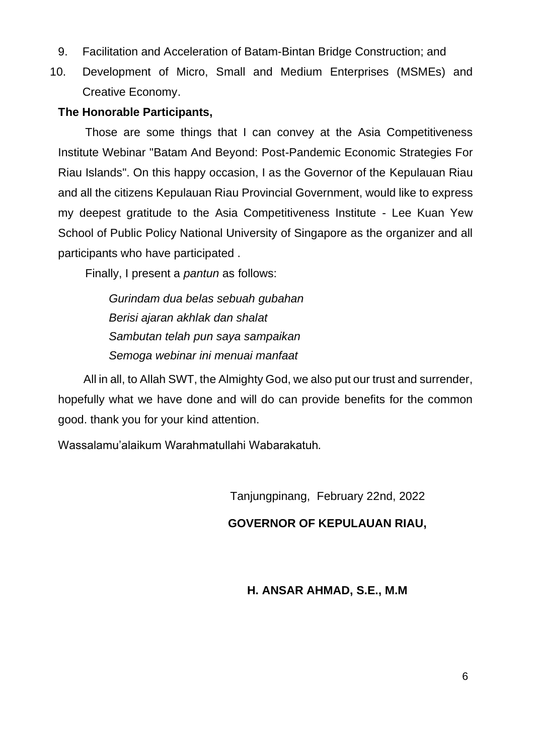9. Facilitation and Acceleration of Batam-Bintan Bridge Construction; and
10. Development of Micro, Small and Medium Enterprises (MSMEs) and Creative Economy.

**The Honorable Participants,**

Those are some things that I can convey at the Asia Competitiveness Institute Webinar "Batam And Beyond: Post-Pandemic Economic Strategies For Riau Islands". On this happy occasion, I as the Governor of the Kepulauan Riau and all the citizens Kepulauan Riau Provincial Government, would like to express my deepest gratitude to the Asia Competitiveness Institute - Lee Kuan Yew School of Public Policy National University of Singapore as the organizer and all participants who have participated .

Finally, I present a *pantun* as follows:

> *Gurindam dua belas sebuah gubahan*
> *Berisi ajaran akhlak dan shalat*
> *Sambutan telah pun saya sampaikan*
> *Semoga webinar ini menuai manfaat*

All in all, to Allah SWT, the Almighty God, we also put our trust and surrender, hopefully what we have done and will do can provide benefits for the common good. thank you for your kind attention.

Wassalamu'alaikum Warahmatullahi Wabarakatuh*.*

Tanjungpinang, February 22nd, 2022

**GOVERNOR OF KEPULAUAN RIAU,**

**H. ANSAR AHMAD, S.E., M.M**